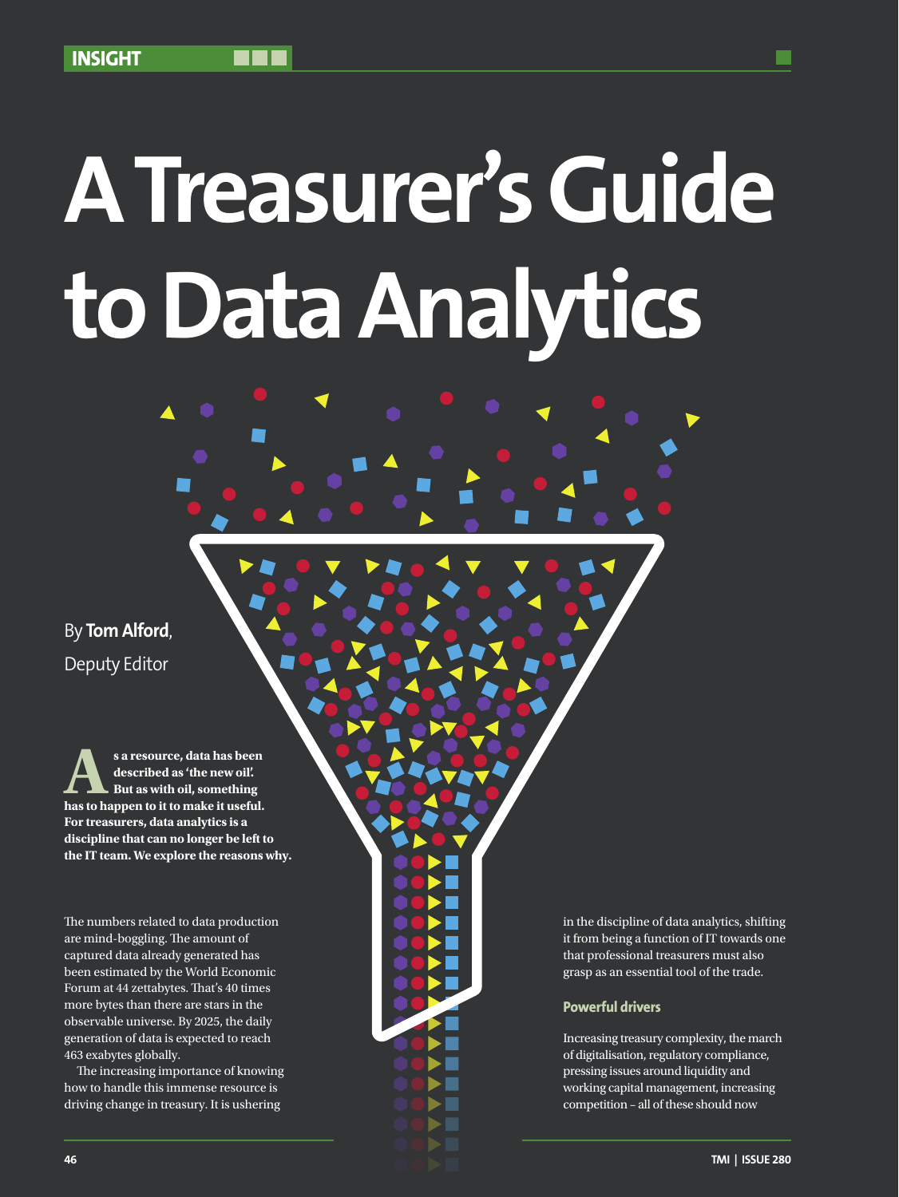INSIGHT

# A Treasurer's Guide to Data Analytics

By **Tom Alford**, Deputy Editor

**As a resource, data has been described as 'the new oil'. But as with oil, something has to happen to it to make it useful. For treasurers, data analytics is a discipline that can no longer be left to the IT team. We explore the reasons why.**

The numbers related to data production are mind-boggling. The amount of captured data already generated has been estimated by the World Economic Forum at 44 zettabytes. That's 40 times more bytes than there are stars in the observable universe. By 2025, the daily generation of data is expected to reach 463 exabytes globally.

The increasing importance of knowing how to handle this immense resource is driving change in treasury. It is ushering in the discipline of data analytics, shifting it from being a function of IT towards one that professional treasurers must also grasp as an essential tool of the trade.

## Powerful drivers

Increasing treasury complexity, the march of digitalisation, regulatory compliance, pressing issues around liquidity and working capital management, increasing competition – all of these should now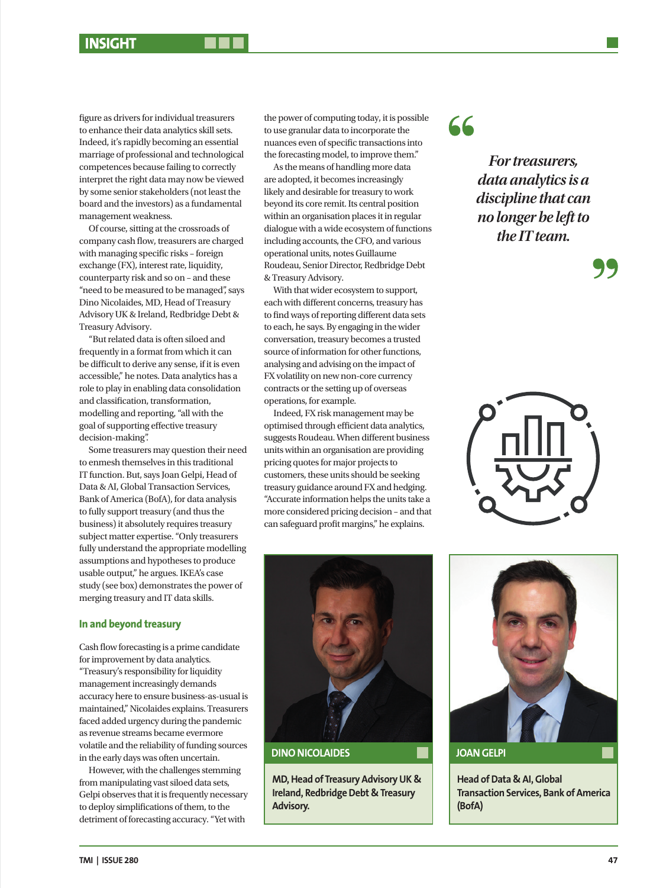figure as drivers for individual treasurers to enhance their data analytics skill sets. Indeed, it's rapidly becoming an essential marriage of professional and technological competences because failing to correctly interpret the right data may now be viewed by some senior stakeholders (not least the board and the investors) as a fundamental management weakness.

Of course, sitting at the crossroads of company cash flow, treasurers are charged with managing specific risks – foreign exchange (FX), interest rate, liquidity, counterparty risk and so on – and these "need to be measured to be managed", says Dino Nicolaides, MD, Head of Treasury Advisory UK & Ireland, Redbridge Debt & Treasury Advisory.

"But related data is often siloed and frequently in a format from which it can be difficult to derive any sense, if it is even accessible," he notes. Data analytics has a role to play in enabling data consolidation and classification, transformation, modelling and reporting, "all with the goal of supporting effective treasury decision-making".

Some treasurers may question their need to enmesh themselves in this traditional IT function. But, says Joan Gelpi, Head of Data & AI, Global Transaction Services, Bank of America (BofA), for data analysis to fully support treasury (and thus the business) it absolutely requires treasury subject matter expertise. "Only treasurers fully understand the appropriate modelling assumptions and hypotheses to produce usable output," he argues. IKEA's case study (see box) demonstrates the power of merging treasury and IT data skills.

## In and beyond treasury

Cash flow forecasting is a prime candidate for improvement by data analytics. "Treasury's responsibility for liquidity management increasingly demands accuracy here to ensure business-as-usual is maintained," Nicolaides explains. Treasurers faced added urgency during the pandemic as revenue streams became evermore volatile and the reliability of funding sources in the early days was often uncertain.

However, with the challenges stemming from manipulating vast siloed data sets, Gelpi observes that it is frequently necessary to deploy simplifications of them, to the detriment of forecasting accuracy. "Yet with the power of computing today, it is possible to use granular data to incorporate the nuances even of specific transactions into the forecasting model, to improve them."

As the means of handling more data are adopted, it becomes increasingly likely and desirable for treasury to work beyond its core remit. Its central position within an organisation places it in regular dialogue with a wide ecosystem of functions including accounts, the CFO, and various operational units, notes Guillaume Roudeau, Senior Director, Redbridge Debt & Treasury Advisory.

With that wider ecosystem to support, each with different concerns, treasury has to find ways of reporting different data sets to each, he says. By engaging in the wider conversation, treasury becomes a trusted source of information for other functions, analysing and advising on the impact of FX volatility on new non-core currency contracts or the setting up of overseas operations, for example.

Indeed, FX risk management may be optimised through efficient data analytics, suggests Roudeau. When different business units within an organisation are providing pricing quotes for major projects to customers, these units should be seeking treasury guidance around FX and hedging. "Accurate information helps the units take a more considered pricing decision – and that can safeguard profit margins," he explains.

> *For treasurers, data analytics is a discipline that can no longer be left to the IT team.*

**DINO NICOLAIDES**

**MD, Head of Treasury Advisory UK & Ireland, Redbridge Debt & Treasury Advisory.**

**JOAN GELPI**

**Head of Data & AI, Global Transaction Services, Bank of America (BofA)**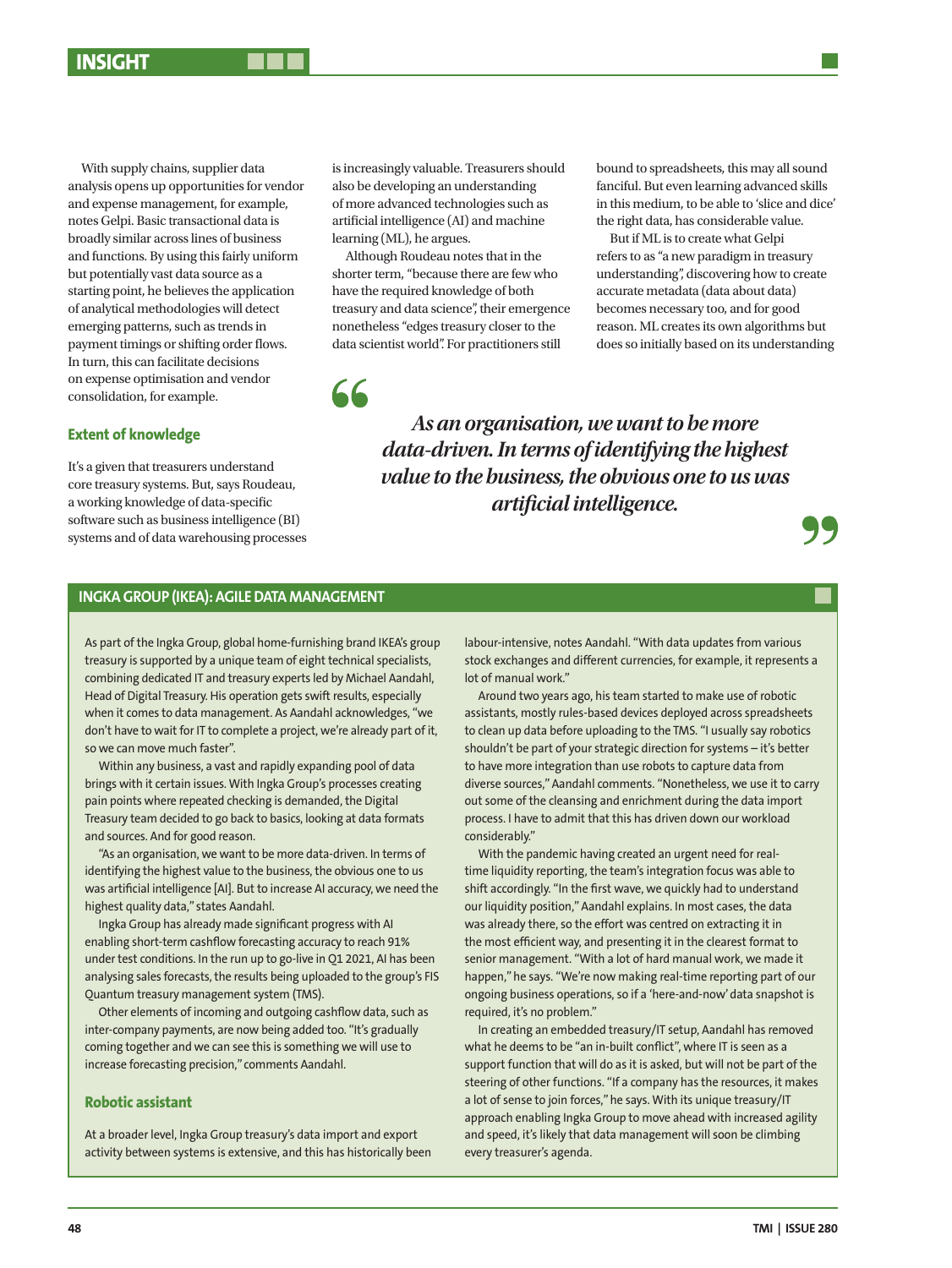With supply chains, supplier data analysis opens up opportunities for vendor and expense management, for example, notes Gelpi. Basic transactional data is broadly similar across lines of business and functions. By using this fairly uniform but potentially vast data source as a starting point, he believes the application of analytical methodologies will detect emerging patterns, such as trends in payment timings or shifting order flows. In turn, this can facilitate decisions on expense optimisation and vendor consolidation, for example.

### Extent of knowledge

It's a given that treasurers understand core treasury systems. But, says Roudeau, a working knowledge of data-specific software such as business intelligence (BI) systems and of data warehousing processes is increasingly valuable. Treasurers should also be developing an understanding of more advanced technologies such as artificial intelligence (AI) and machine learning (ML), he argues.

Although Roudeau notes that in the shorter term, "because there are few who have the required knowledge of both treasury and data science", their emergence nonetheless "edges treasury closer to the data scientist world". For practitioners still bound to spreadsheets, this may all sound fanciful. But even learning advanced skills in this medium, to be able to 'slice and dice' the right data, has considerable value.

But if ML is to create what Gelpi refers to as "a new paradigm in treasury understanding", discovering how to create accurate metadata (data about data) becomes necessary too, and for good reason. ML creates its own algorithms but does so initially based on its understanding

> ***As an organisation, we want to be more data-driven. In terms of identifying the highest value to the business, the obvious one to us was artificial intelligence.***

## INGKA GROUP (IKEA): AGILE DATA MANAGEMENT

As part of the Ingka Group, global home-furnishing brand IKEA's group treasury is supported by a unique team of eight technical specialists, combining dedicated IT and treasury experts led by Michael Aandahl, Head of Digital Treasury. His operation gets swift results, especially when it comes to data management. As Aandahl acknowledges, "we don't have to wait for IT to complete a project, we're already part of it, so we can move much faster".

Within any business, a vast and rapidly expanding pool of data brings with it certain issues. With Ingka Group's processes creating pain points where repeated checking is demanded, the Digital Treasury team decided to go back to basics, looking at data formats and sources. And for good reason.

"As an organisation, we want to be more data-driven. In terms of identifying the highest value to the business, the obvious one to us was artificial intelligence [AI]. But to increase AI accuracy, we need the highest quality data," states Aandahl.

Ingka Group has already made significant progress with AI enabling short-term cashflow forecasting accuracy to reach 91% under test conditions. In the run up to go-live in Q1 2021, AI has been analysing sales forecasts, the results being uploaded to the group's FIS Quantum treasury management system (TMS).

Other elements of incoming and outgoing cashflow data, such as inter-company payments, are now being added too. "It's gradually coming together and we can see this is something we will use to increase forecasting precision," comments Aandahl.

### Robotic assistant

At a broader level, Ingka Group treasury's data import and export activity between systems is extensive, and this has historically been labour-intensive, notes Aandahl. "With data updates from various stock exchanges and different currencies, for example, it represents a lot of manual work."

Around two years ago, his team started to make use of robotic assistants, mostly rules-based devices deployed across spreadsheets to clean up data before uploading to the TMS. "I usually say robotics shouldn't be part of your strategic direction for systems – it's better to have more integration than use robots to capture data from diverse sources," Aandahl comments. "Nonetheless, we use it to carry out some of the cleansing and enrichment during the data import process. I have to admit that this has driven down our workload considerably."

With the pandemic having created an urgent need for real-time liquidity reporting, the team's integration focus was able to shift accordingly. "In the first wave, we quickly had to understand our liquidity position," Aandahl explains. In most cases, the data was already there, so the effort was centred on extracting it in the most efficient way, and presenting it in the clearest format to senior management. "With a lot of hard manual work, we made it happen," he says. "We're now making real-time reporting part of our ongoing business operations, so if a 'here-and-now' data snapshot is required, it's no problem."

In creating an embedded treasury/IT setup, Aandahl has removed what he deems to be "an in-built conflict", where IT is seen as a support function that will do as it is asked, but will not be part of the steering of other functions. "If a company has the resources, it makes a lot of sense to join forces," he says. With its unique treasury/IT approach enabling Ingka Group to move ahead with increased agility and speed, it's likely that data management will soon be climbing every treasurer's agenda.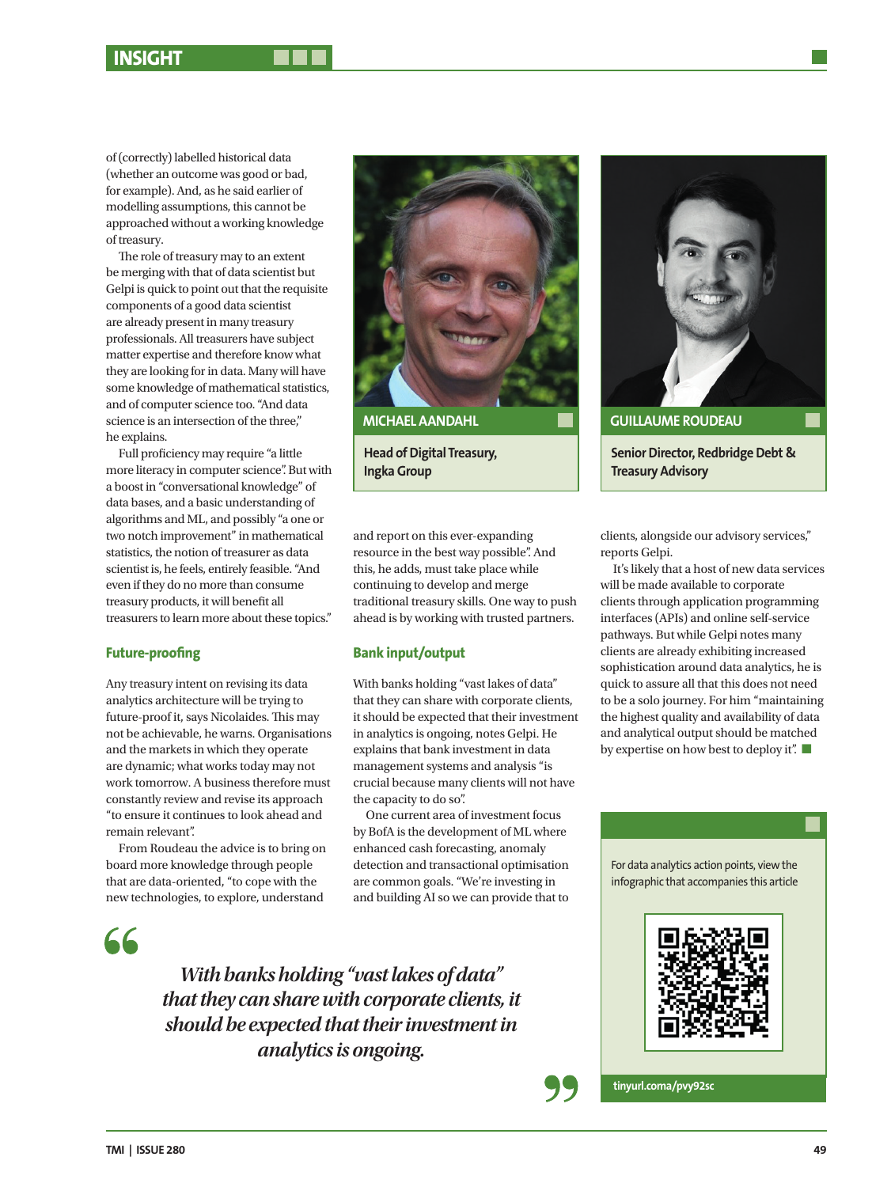of (correctly) labelled historical data (whether an outcome was good or bad, for example). And, as he said earlier of modelling assumptions, this cannot be approached without a working knowledge of treasury.

The role of treasury may to an extent be merging with that of data scientist but Gelpi is quick to point out that the requisite components of a good data scientist are already present in many treasury professionals. All treasurers have subject matter expertise and therefore know what they are looking for in data. Many will have some knowledge of mathematical statistics, and of computer science too. "And data science is an intersection of the three," he explains.

Full proficiency may require "a little more literacy in computer science". But with a boost in "conversational knowledge" of data bases, and a basic understanding of algorithms and ML, and possibly "a one or two notch improvement" in mathematical statistics, the notion of treasurer as data scientist is, he feels, entirely feasible. "And even if they do no more than consume treasury products, it will benefit all treasurers to learn more about these topics."

## Future-proofing

Any treasury intent on revising its data analytics architecture will be trying to future-proof it, says Nicolaides. This may not be achievable, he warns. Organisations and the markets in which they operate are dynamic; what works today may not work tomorrow. A business therefore must constantly review and revise its approach "to ensure it continues to look ahead and remain relevant".

From Roudeau the advice is to bring on board more knowledge through people that are data-oriented, "to cope with the new technologies, to explore, understand and report on this ever-expanding resource in the best way possible". And this, he adds, must take place while continuing to develop and merge traditional treasury skills. One way to push ahead is by working with trusted partners.

**MICHAEL AANDAHL**

**Head of Digital Treasury, Ingka Group**

**GUILLAUME ROUDEAU**

**Senior Director, Redbridge Debt & Treasury Advisory**

## Bank input/output

With banks holding "vast lakes of data" that they can share with corporate clients, it should be expected that their investment in analytics is ongoing, notes Gelpi. He explains that bank investment in data management systems and analysis "is crucial because many clients will not have the capacity to do so".

One current area of investment focus by BofA is the development of ML where enhanced cash forecasting, anomaly detection and transactional optimisation are common goals. "We're investing in and building AI so we can provide that to clients, alongside our advisory services," reports Gelpi.

It's likely that a host of new data services will be made available to corporate clients through application programming interfaces (APIs) and online self-service pathways. But while Gelpi notes many clients are already exhibiting increased sophistication around data analytics, he is quick to assure all that this does not need to be a solo journey. For him "maintaining the highest quality and availability of data and analytical output should be matched by expertise on how best to deploy it".

> *With banks holding "vast lakes of data" that they can share with corporate clients, it should be expected that their investment in analytics is ongoing.*

For data analytics action points, view the infographic that accompanies this article

tinyurl.coma/pvy92sc